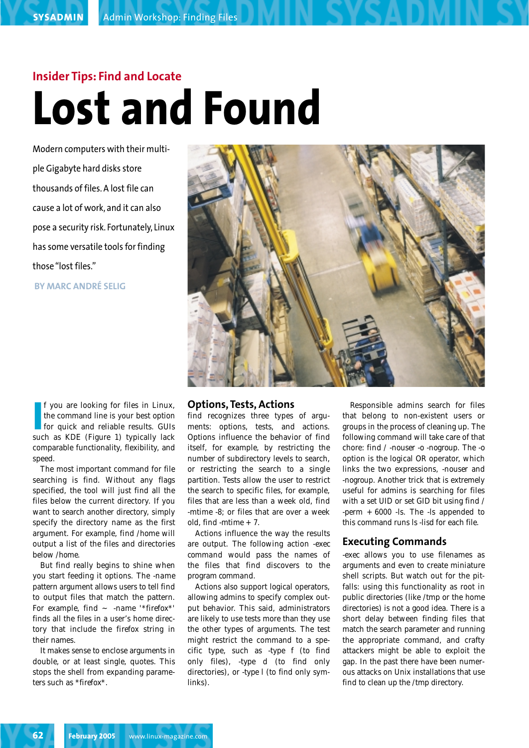### Insider Tips: Find and Locate

# Lost and Found

Modern computers with their multiple Gigabyte hard disks store thousands of files. A lost file can cause a lot of work, and it can also pose a security risk. Fortunately, Linux has some versatile tools for finding those "lost files."

**BY MARC ANDRÉ SELIG**

If you are looking for files in Linux, the command line is your best option for quick and reliable results. GUIs such as KDE (Figure 1) typically lack comparable functionality, flexibility, and speed.

The most important command for file searching is find. Without any flags specified, the tool will just find all the files below the current directory. If you want to search another directory, simply specify the directory name as the first argument. For example, find /home will output a list of the files and directories below /home.

But find really begins to shine when you start feeding it options. The -name pattern argument allows users to tell find to output files that match the pattern. For example, find ~ -name '*firefox*' finds all the files in a user's home directory that include the firefox string in their names.

It makes sense to enclose arguments in double, or at least single, quotes. This stops the shell from expanding parameters such as *firefox*.

## Options, Tests, Actions

find recognizes three types of arguments: options, tests, and actions. Options influence the behavior of find itself, for example, by restricting the number of subdirectory levels to search, or restricting the search to a single partition. Tests allow the user to restrict the search to specific files, for example, files that are less than a week old, find -mtime -8; or files that are over a week old, find -mtime + 7.

Actions influence the way the results are output. The following action -exec command would pass the names of the files that find discovers to the program command.

Actions also support logical operators, allowing admins to specify complex output behavior. This said, administrators are likely to use tests more than they use the other types of arguments. The test might restrict the command to a specific type, such as -type f (to find only files), -type d (to find only directories), or -type l (to find only symlinks).

Responsible admins search for files that belong to non-existent users or groups in the process of cleaning up. The following command will take care of that chore: find / -nouser -o -nogroup. The -o option is the logical OR operator, which links the two expressions, -nouser and -nogroup. Another trick that is extremely useful for admins is searching for files with a set UID or set GID bit using find / -perm +6000 -ls. The -ls appended to this command runs ls -lisd for each file.

## Executing Commands

-exec allows you to use filenames as arguments and even to create miniature shell scripts. But watch out for the pitfalls: using this functionality as root in public directories (like /tmp or the home directories) is not a good idea. There is a short delay between finding files that match the search parameter and running the appropriate command, and crafty attackers might be able to exploit the gap. In the past there have been numerous attacks on Unix installations that use find to clean up the /tmp directory.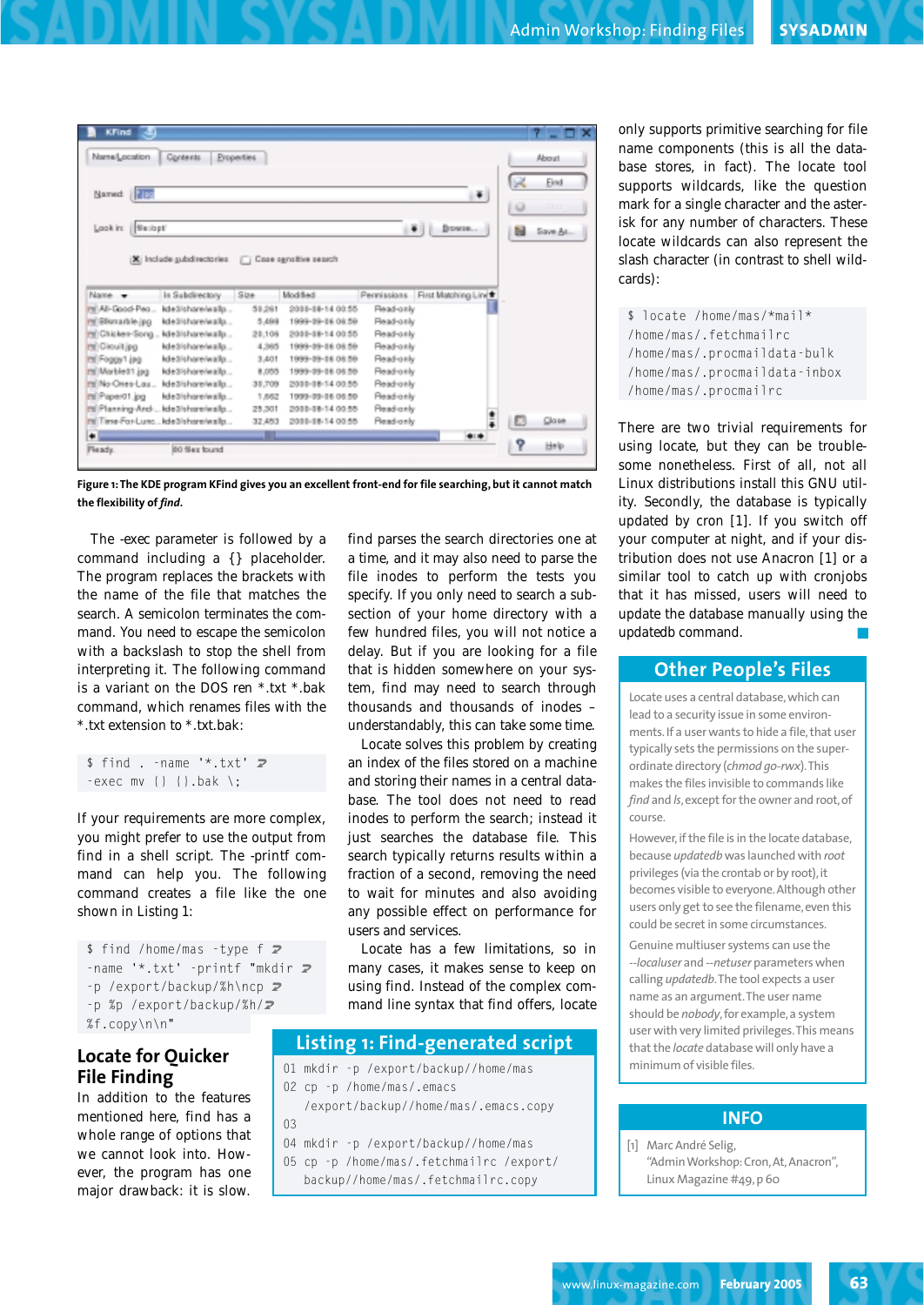Figure 1: The KDE program KFind gives you an excellent front-end for file searching, but it cannot match the flexibility of *find*.

The -exec parameter is followed by a command including a {} placeholder. The program replaces the brackets with the name of the file that matches the search. A semicolon terminates the command. You need to escape the semicolon with a backslash to stop the shell from interpreting it. The following command is a variant on the DOS ren *.txt *.bak command, which renames files with the *.txt extension to *.txt.bak:

```
$ find . -name '*.txt' ⮐
-exec mv {} {}.bak \;
```

If your requirements are more complex, you might prefer to use the output from find in a shell script. The printf command can help you. The following command creates a file like the one shown in Listing 1:

```
$ find /home/mas -type f ⮐
-name '*.txt' -printf "mkdir ⮐
-p /export/backup/%h\ncp ⮐
-p %p /export/backup/%h/⮐
%f.copy\n\n"
```

## Locate for Quicker File Finding

In addition to the features mentioned here, find has a whole range of options that we cannot look into. However, the program has one major drawback: it is slow. find parses the search directories one at a time, and it may also need to parse the file inodes to perform the tests you specify. If you only need to search a subsection of your home directory with a few hundred files, you will not notice a delay. But if you are looking for a file that is hidden somewhere on your system, find may need to search through thousands and thousands of inodes – understandably, this can take some time.

Locate solves this problem by creating an index of the files stored on a machine and storing their names in a central database. The tool does not need to read inodes to perform the search; instead it just searches the database file. This search typically returns results within a fraction of a second, removing the need to wait for minutes and also avoiding any possible effect on performance for users and services.

Locate has a few limitations, so in many cases, it makes sense to keep on using find. Instead of the complex command line syntax that find offers, locate only supports primitive searching for file name components (this is all the database stores, in fact). The locate tool supports wildcards, like the question mark for a single character and the asterisk for any number of characters. These locate wildcards can also represent the slash character (in contrast to shell wildcards):

```
$ locate /home/mas/*mail*
/home/mas/.fetchmailrc
/home/mas/.procmaildata-bulk
/home/mas/.procmaildata-inbox
/home/mas/.procmailrc
```

There are two trivial requirements for using locate, but they can be troublesome nonetheless. First of all, not all Linux distributions install this GNU utility. Secondly, the database is typically updated by cron [1]. If you switch off your computer at night, and if your distribution does not use Anacron [1] or a similar tool to catch up with cronjobs that it has missed, users will need to update the database manually using the updatedb command.

### Listing 1: Find-generated script

```
01 mkdir -p /export/backup//home/mas
02 cp -p /home/mas/.emacs
   /export/backup//home/mas/.emacs.copy
03
04 mkdir -p /export/backup//home/mas
05 cp -p /home/mas/.fetchmailrc /export/
   backup//home/mas/.fetchmailrc.copy
```

### Other People's Files

Locate uses a central database, which can lead to a security issue in some environments. If a user wants to hide a file, that user typically sets the permissions on the superordinate directory (*chmod go-rwx*). This makes the files invisible to commands like *find* and *ls*, except for the owner and root, of course.

However, if the file is in the locate database, because *updatedb* was launched with *root* privileges (via the crontab or by root), it becomes visible to everyone. Although other users only get to see the filename, even this could be secret in some circumstances.

Genuine multiuser systems can use the *--localuser* and *--netuser* parameters when calling *updatedb*. The tool expects a user name as an argument. The user name should be *nobody*, for example, a system user with very limited privileges. This means that the *locate* database will only have a minimum of visible files.

### INFO

[1] Marc André Selig, "Admin Workshop: Cron, At, Anacron", Linux Magazine #49, p 60